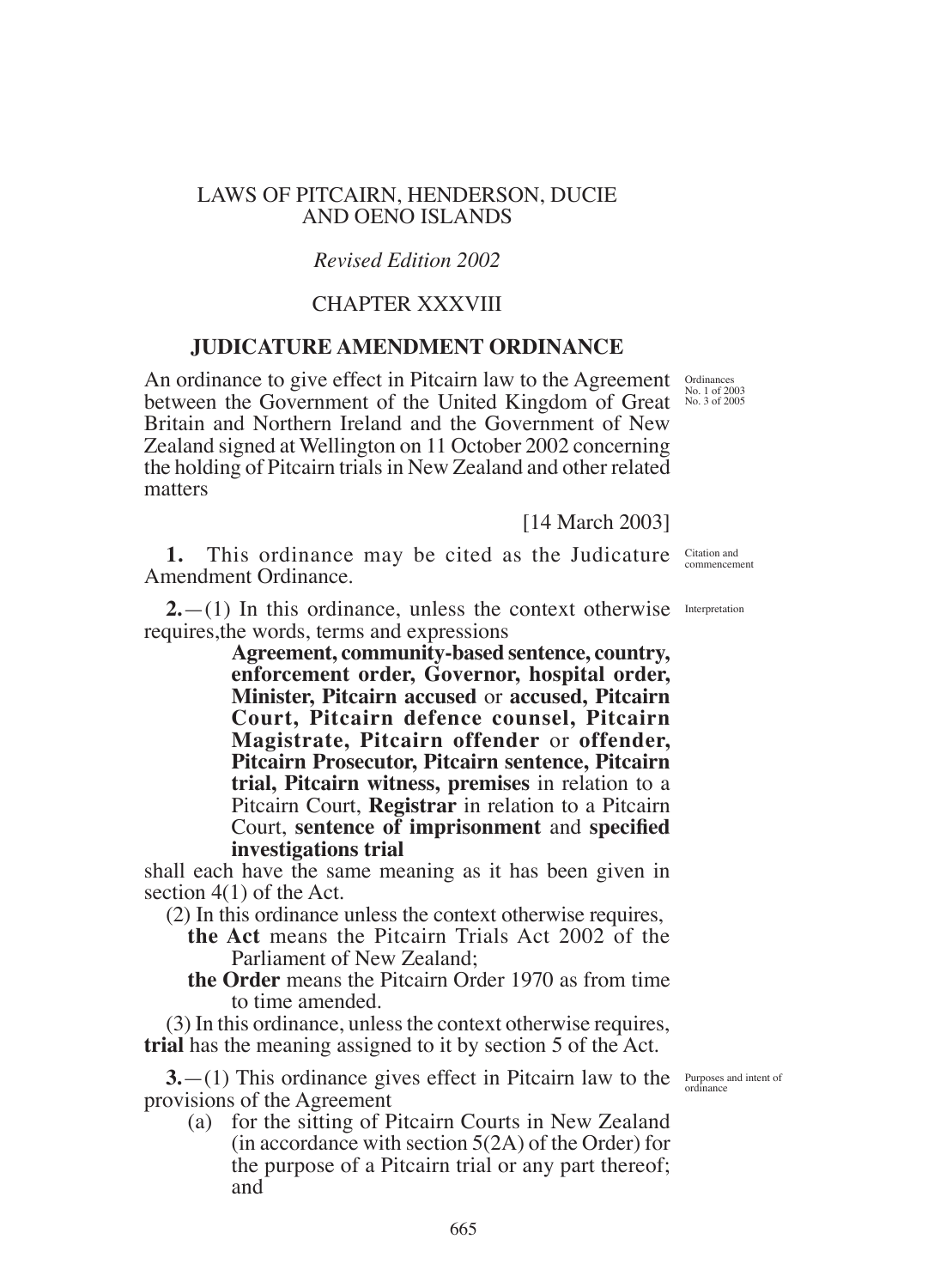# LAWS OF PITCAIRN, HENDERSON, DUCIE AND OENO ISLANDS

*Revised Edition 2002*

## CHAPTER XXXVIII

## JUDICATURE AMENDMENT ORDINANCE

An ordinance to give effect in Pitcairn law to the Agreement between the Government of the United Kingdom of Great Britain and Northern Ireland and the Government of New Zealand signed at Wellington on 11 October 2002 concerning the holding of Pitcairn trials in New Zealand and other related matters

Ordinances No. 1 of 2003 No. 3 of 2005

[14 March 2003]

Citation and commencement

**1.** This ordinance may be cited as the Judicature Amendment Ordinance.

Interpretation

**2.**—(1) In this ordinance, unless the context otherwise requires,the words, terms and expressions

> **Agreement, community-based sentence, country, enforcement order, Governor, hospital order, Minister, Pitcairn accused** or **accused, Pitcairn Court, Pitcairn defence counsel, Pitcairn Magistrate, Pitcairn offender** or **offender, Pitcairn Prosecutor, Pitcairn sentence, Pitcairn trial, Pitcairn witness, premises** in relation to a Pitcairn Court, **Registrar** in relation to a Pitcairn Court, **sentence of imprisonment** and **specified investigations trial**

shall each have the same meaning as it has been given in section 4(1) of the Act.

(2) In this ordinance unless the context otherwise requires,

> **the Act** means the Pitcairn Trials Act 2002 of the Parliament of New Zealand;
>
> **the Order** means the Pitcairn Order 1970 as from time to time amended.

(3) In this ordinance, unless the context otherwise requires, **trial** has the meaning assigned to it by section 5 of the Act.

Purposes and intent of ordinance

**3.**—(1) This ordinance gives effect in Pitcairn law to the provisions of the Agreement

(a) for the sitting of Pitcairn Courts in New Zealand (in accordance with section 5(2A) of the Order) for the purpose of a Pitcairn trial or any part thereof; and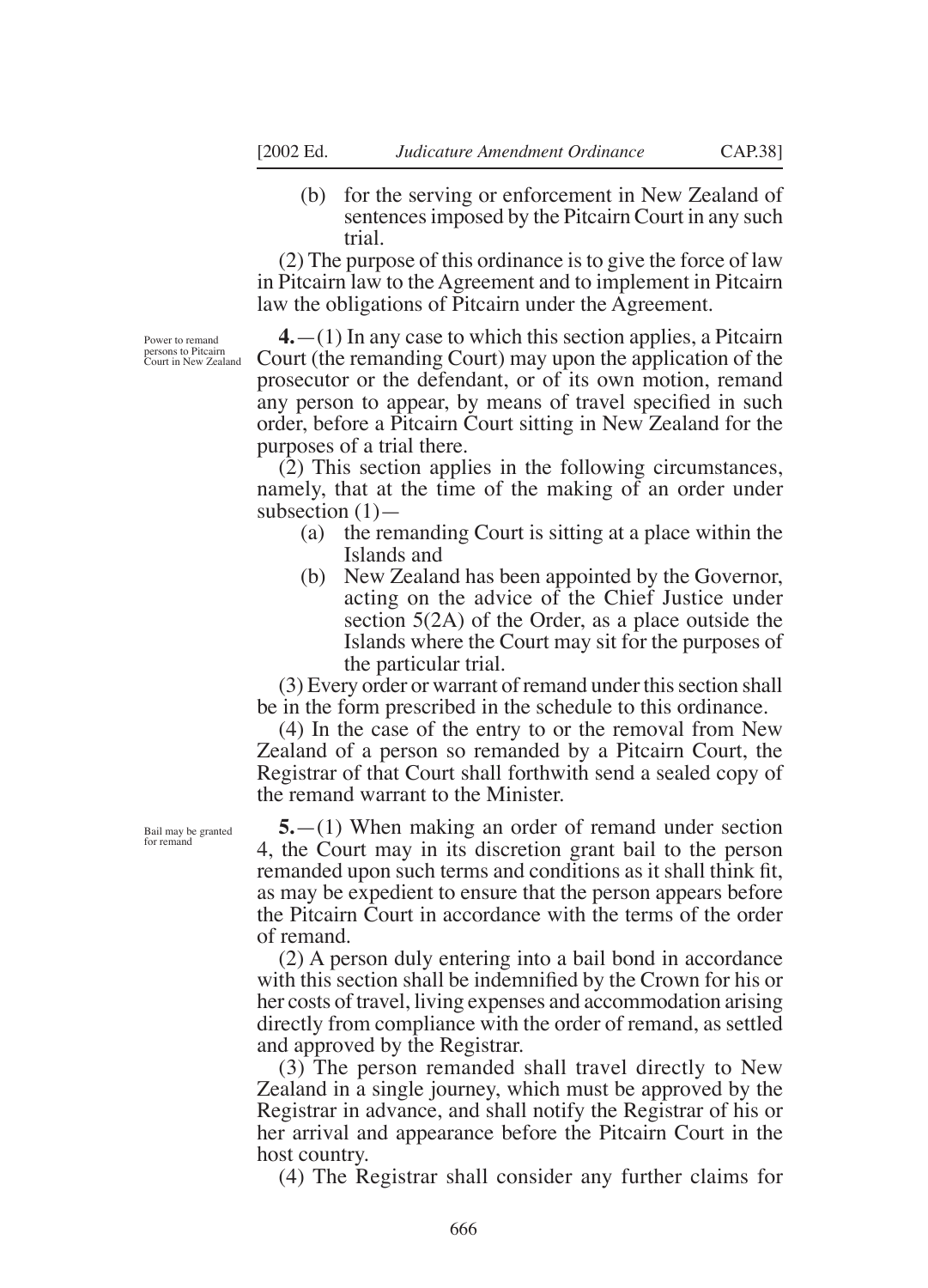(b) for the serving or enforcement in New Zealand of sentences imposed by the Pitcairn Court in any such trial.

(2) The purpose of this ordinance is to give the force of law in Pitcairn law to the Agreement and to implement in Pitcairn law the obligations of Pitcairn under the Agreement.

*Power to remand persons to Pitcairn Court in New Zealand*

**4.**—(1) In any case to which this section applies, a Pitcairn Court (the remanding Court) may upon the application of the prosecutor or the defendant, or of its own motion, remand any person to appear, by means of travel specified in such order, before a Pitcairn Court sitting in New Zealand for the purposes of a trial there.

(2) This section applies in the following circumstances, namely, that at the time of the making of an order under subsection (1)—

(a) the remanding Court is sitting at a place within the Islands and

(b) New Zealand has been appointed by the Governor, acting on the advice of the Chief Justice under section 5(2A) of the Order, as a place outside the Islands where the Court may sit for the purposes of the particular trial.

(3) Every order or warrant of remand under this section shall be in the form prescribed in the schedule to this ordinance.

(4) In the case of the entry to or the removal from New Zealand of a person so remanded by a Pitcairn Court, the Registrar of that Court shall forthwith send a sealed copy of the remand warrant to the Minister.

*Bail may be granted for remand*

**5.**—(1) When making an order of remand under section 4, the Court may in its discretion grant bail to the person remanded upon such terms and conditions as it shall think fit, as may be expedient to ensure that the person appears before the Pitcairn Court in accordance with the terms of the order of remand.

(2) A person duly entering into a bail bond in accordance with this section shall be indemnified by the Crown for his or her costs of travel, living expenses and accommodation arising directly from compliance with the order of remand, as settled and approved by the Registrar.

(3) The person remanded shall travel directly to New Zealand in a single journey, which must be approved by the Registrar in advance, and shall notify the Registrar of his or her arrival and appearance before the Pitcairn Court in the host country.

(4) The Registrar shall consider any further claims for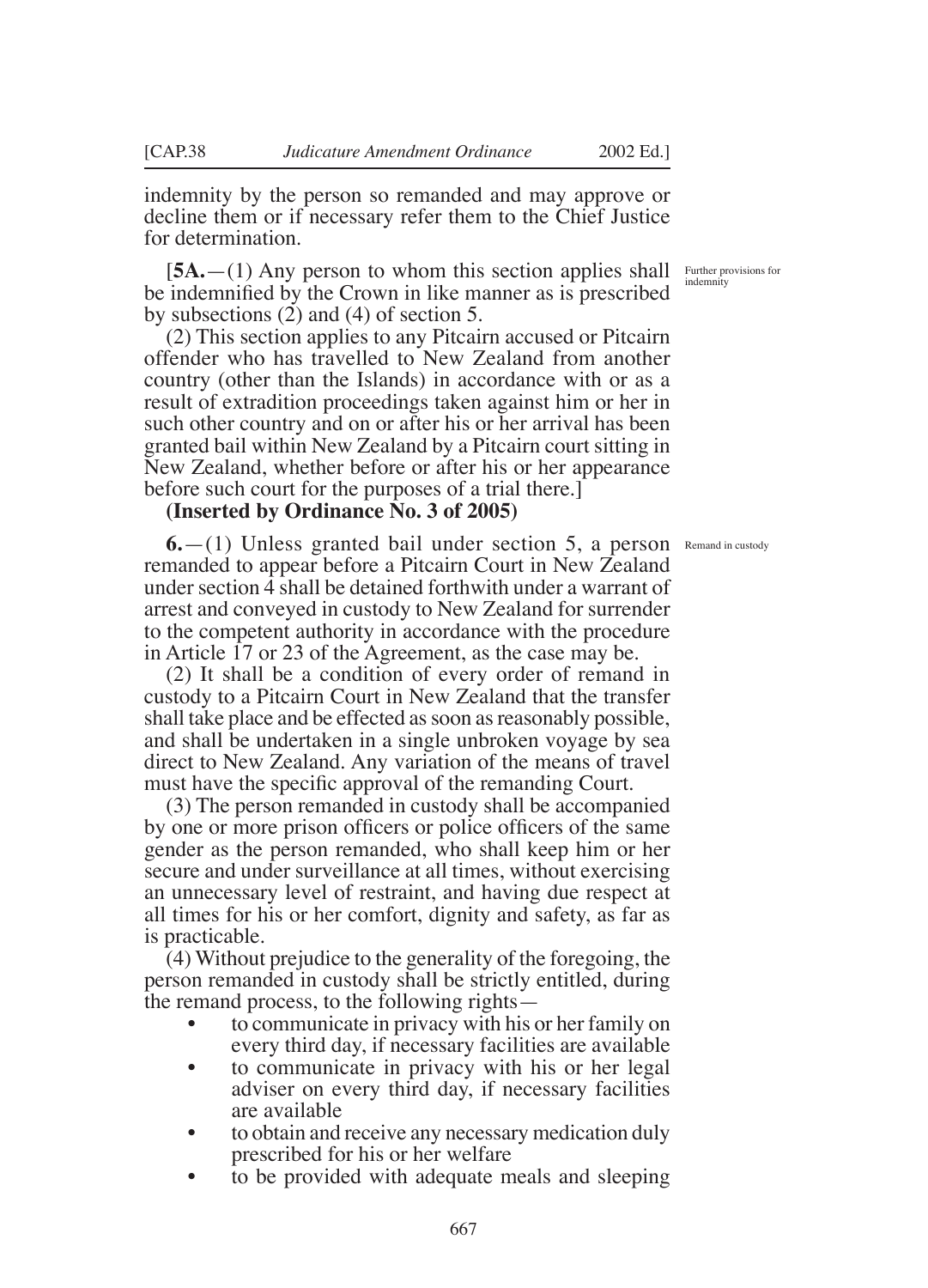indemnity by the person so remanded and may approve or decline them or if necessary refer them to the Chief Justice for determination.

Further provisions for indemnity

[**5A.**—(1) Any person to whom this section applies shall be indemnified by the Crown in like manner as is prescribed by subsections (2) and (4) of section 5.

(2) This section applies to any Pitcairn accused or Pitcairn offender who has travelled to New Zealand from another country (other than the Islands) in accordance with or as a result of extradition proceedings taken against him or her in such other country and on or after his or her arrival has been granted bail within New Zealand by a Pitcairn court sitting in New Zealand, whether before or after his or her appearance before such court for the purposes of a trial there.]

**(Inserted by Ordinance No. 3 of 2005)**

Remand in custody

**6.**—(1) Unless granted bail under section 5, a person remanded to appear before a Pitcairn Court in New Zealand under section 4 shall be detained forthwith under a warrant of arrest and conveyed in custody to New Zealand for surrender to the competent authority in accordance with the procedure in Article 17 or 23 of the Agreement, as the case may be.

(2) It shall be a condition of every order of remand in custody to a Pitcairn Court in New Zealand that the transfer shall take place and be effected as soon as reasonably possible, and shall be undertaken in a single unbroken voyage by sea direct to New Zealand. Any variation of the means of travel must have the specific approval of the remanding Court.

(3) The person remanded in custody shall be accompanied by one or more prison officers or police officers of the same gender as the person remanded, who shall keep him or her secure and under surveillance at all times, without exercising an unnecessary level of restraint, and having due respect at all times for his or her comfort, dignity and safety, as far as is practicable.

(4) Without prejudice to the generality of the foregoing, the person remanded in custody shall be strictly entitled, during the remand process, to the following rights—

- to communicate in privacy with his or her family on every third day, if necessary facilities are available
- to communicate in privacy with his or her legal adviser on every third day, if necessary facilities are available
- to obtain and receive any necessary medication duly prescribed for his or her welfare
- to be provided with adequate meals and sleeping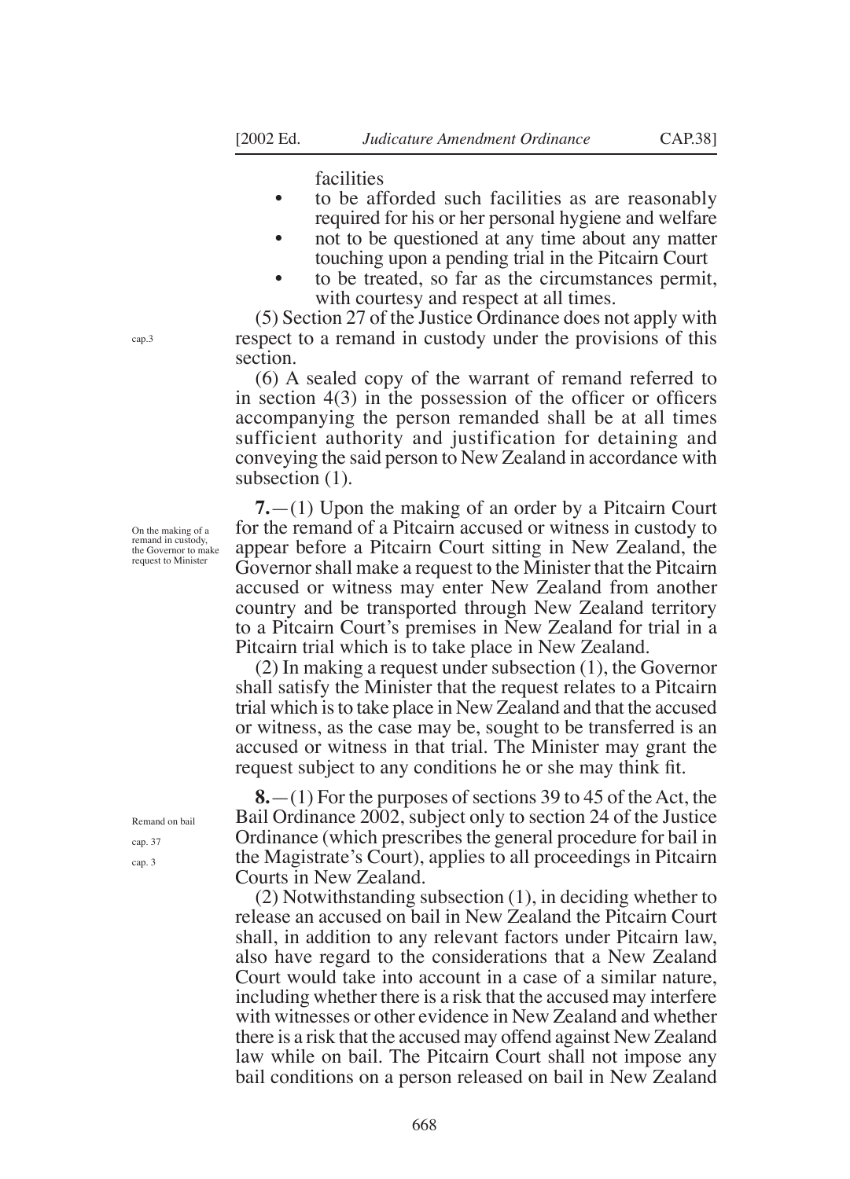facilities

- to be afforded such facilities as are reasonably required for his or her personal hygiene and welfare
- not to be questioned at any time about any matter touching upon a pending trial in the Pitcairn Court
- to be treated, so far as the circumstances permit, with courtesy and respect at all times.

(5) Section 27 of the Justice Ordinance does not apply with respect to a remand in custody under the provisions of this section.

cap.3

(6) A sealed copy of the warrant of remand referred to in section 4(3) in the possession of the officer or officers accompanying the person remanded shall be at all times sufficient authority and justification for detaining and conveying the said person to New Zealand in accordance with subsection (1).

On the making of a remand in custody, the Governor to make request to Minister

**7.**—(1) Upon the making of an order by a Pitcairn Court for the remand of a Pitcairn accused or witness in custody to appear before a Pitcairn Court sitting in New Zealand, the Governor shall make a request to the Minister that the Pitcairn accused or witness may enter New Zealand from another country and be transported through New Zealand territory to a Pitcairn Court's premises in New Zealand for trial in a Pitcairn trial which is to take place in New Zealand.

(2) In making a request under subsection (1), the Governor shall satisfy the Minister that the request relates to a Pitcairn trial which is to take place in New Zealand and that the accused or witness, as the case may be, sought to be transferred is an accused or witness in that trial. The Minister may grant the request subject to any conditions he or she may think fit.

Remand on bail

cap. 37

cap. 3

**8.**—(1) For the purposes of sections 39 to 45 of the Act, the Bail Ordinance 2002, subject only to section 24 of the Justice Ordinance (which prescribes the general procedure for bail in the Magistrate's Court), applies to all proceedings in Pitcairn Courts in New Zealand.

(2) Notwithstanding subsection (1), in deciding whether to release an accused on bail in New Zealand the Pitcairn Court shall, in addition to any relevant factors under Pitcairn law, also have regard to the considerations that a New Zealand Court would take into account in a case of a similar nature, including whether there is a risk that the accused may interfere with witnesses or other evidence in New Zealand and whether there is a risk that the accused may offend against New Zealand law while on bail. The Pitcairn Court shall not impose any bail conditions on a person released on bail in New Zealand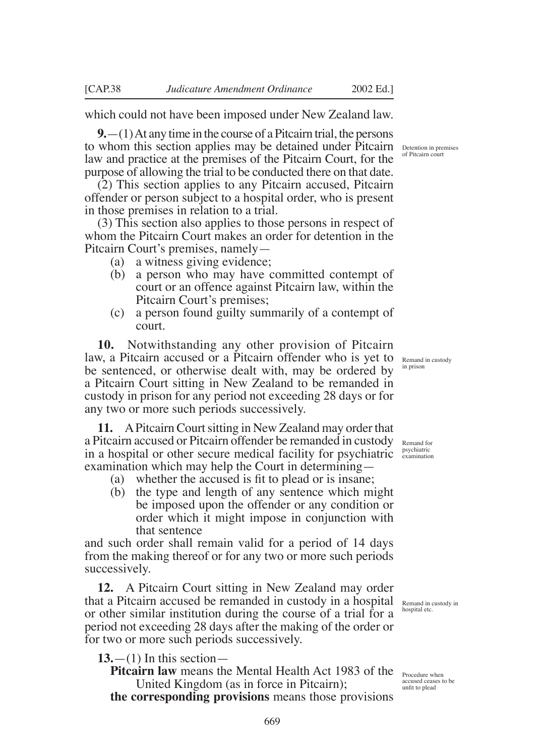which could not have been imposed under New Zealand law.

**9.**—(1) At any time in the course of a Pitcairn trial, the persons to whom this section applies may be detained under Pitcairn law and practice at the premises of the Pitcairn Court, for the purpose of allowing the trial to be conducted there on that date.

Detention in premises of Pitcairn court

(2) This section applies to any Pitcairn accused, Pitcairn offender or person subject to a hospital order, who is present in those premises in relation to a trial.

(3) This section also applies to those persons in respect of whom the Pitcairn Court makes an order for detention in the Pitcairn Court's premises, namely—

- (a) a witness giving evidence;
- (b) a person who may have committed contempt of court or an offence against Pitcairn law, within the Pitcairn Court's premises;
- (c) a person found guilty summarily of a contempt of court.

**10.** Notwithstanding any other provision of Pitcairn law, a Pitcairn accused or a Pitcairn offender who is yet to be sentenced, or otherwise dealt with, may be ordered by a Pitcairn Court sitting in New Zealand to be remanded in custody in prison for any period not exceeding 28 days or for any two or more such periods successively.

Remand in custody in prison

**11.** A Pitcairn Court sitting in New Zealand may order that a Pitcairn accused or Pitcairn offender be remanded in custody in a hospital or other secure medical facility for psychiatric examination which may help the Court in determining—

Remand for psychiatric examination

- (a) whether the accused is fit to plead or is insane;
- (b) the type and length of any sentence which might be imposed upon the offender or any condition or order which it might impose in conjunction with that sentence

and such order shall remain valid for a period of 14 days from the making thereof or for any two or more such periods successively.

**12.** A Pitcairn Court sitting in New Zealand may order that a Pitcairn accused be remanded in custody in a hospital or other similar institution during the course of a trial for a period not exceeding 28 days after the making of the order or for two or more such periods successively.

Remand in custody in hospital etc.

**13.**—(1) In this section—

Procedure when accused ceases to be unfit to plead

**Pitcairn law** means the Mental Health Act 1983 of the United Kingdom (as in force in Pitcairn);

**the corresponding provisions** means those provisions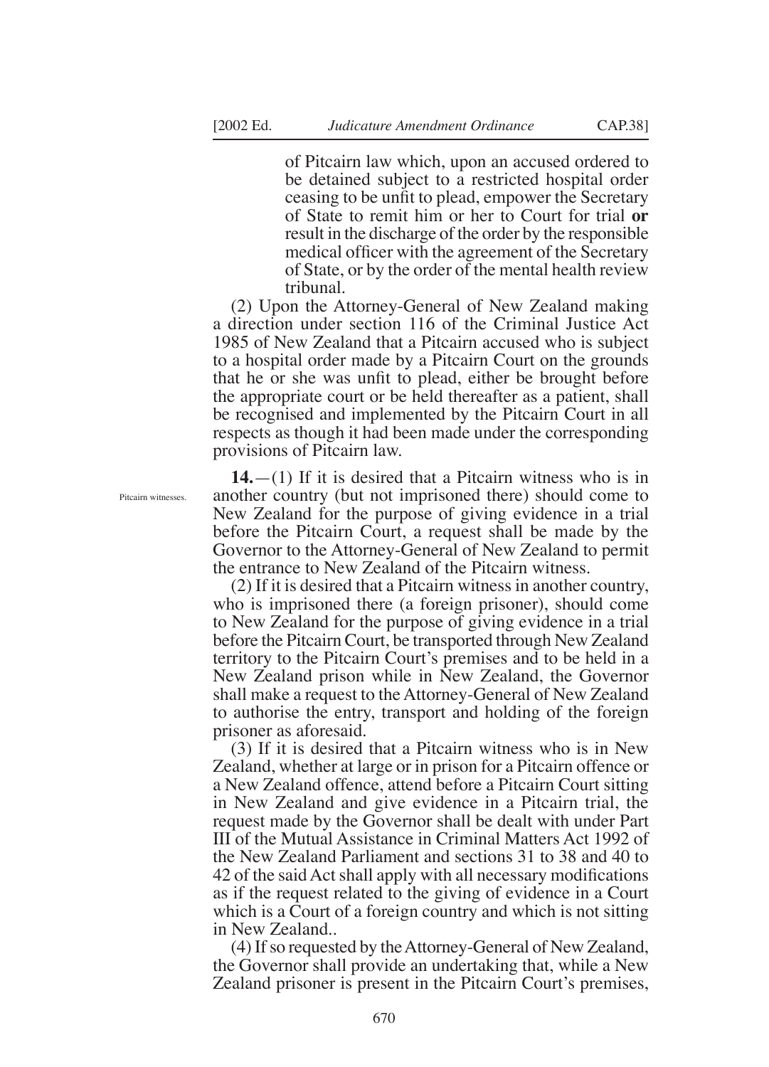of Pitcairn law which, upon an accused ordered to be detained subject to a restricted hospital order ceasing to be unfit to plead, empower the Secretary of State to remit him or her to Court for trial **or** result in the discharge of the order by the responsible medical officer with the agreement of the Secretary of State, or by the order of the mental health review tribunal.

(2) Upon the Attorney-General of New Zealand making a direction under section 116 of the Criminal Justice Act 1985 of New Zealand that a Pitcairn accused who is subject to a hospital order made by a Pitcairn Court on the grounds that he or she was unfit to plead, either be brought before the appropriate court or be held thereafter as a patient, shall be recognised and implemented by the Pitcairn Court in all respects as though it had been made under the corresponding provisions of Pitcairn law.

Pitcairn witnesses.

**14.**—(1) If it is desired that a Pitcairn witness who is in another country (but not imprisoned there) should come to New Zealand for the purpose of giving evidence in a trial before the Pitcairn Court, a request shall be made by the Governor to the Attorney-General of New Zealand to permit the entrance to New Zealand of the Pitcairn witness.

(2) If it is desired that a Pitcairn witness in another country, who is imprisoned there (a foreign prisoner), should come to New Zealand for the purpose of giving evidence in a trial before the Pitcairn Court, be transported through New Zealand territory to the Pitcairn Court's premises and to be held in a New Zealand prison while in New Zealand, the Governor shall make a request to the Attorney-General of New Zealand to authorise the entry, transport and holding of the foreign prisoner as aforesaid.

(3) If it is desired that a Pitcairn witness who is in New Zealand, whether at large or in prison for a Pitcairn offence or a New Zealand offence, attend before a Pitcairn Court sitting in New Zealand and give evidence in a Pitcairn trial, the request made by the Governor shall be dealt with under Part III of the Mutual Assistance in Criminal Matters Act 1992 of the New Zealand Parliament and sections 31 to 38 and 40 to 42 of the said Act shall apply with all necessary modifications as if the request related to the giving of evidence in a Court which is a Court of a foreign country and which is not sitting in New Zealand..

(4) If so requested by the Attorney-General of New Zealand, the Governor shall provide an undertaking that, while a New Zealand prisoner is present in the Pitcairn Court's premises,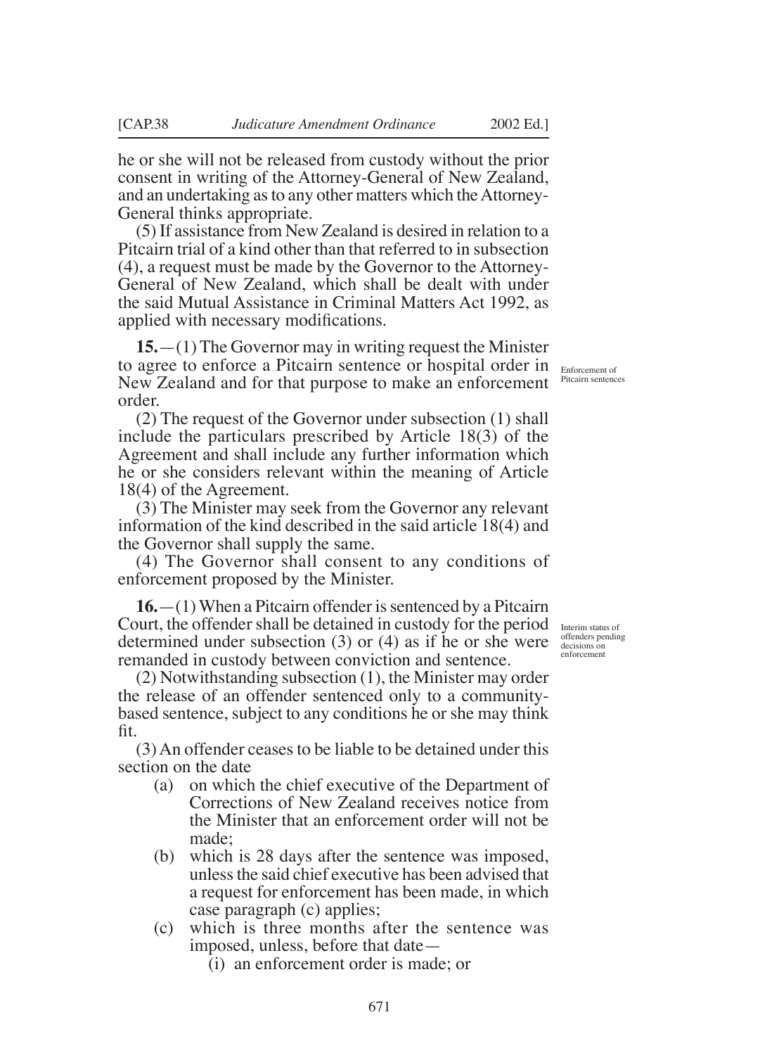he or she will not be released from custody without the prior consent in writing of the Attorney-General of New Zealand, and an undertaking as to any other matters which the Attorney-General thinks appropriate.

(5) If assistance from New Zealand is desired in relation to a Pitcairn trial of a kind other than that referred to in subsection (4), a request must be made by the Governor to the Attorney-General of New Zealand, which shall be dealt with under the said Mutual Assistance in Criminal Matters Act 1992, as applied with necessary modifications.

*Enforcement of Pitcairn sentences*

**15.**—(1) The Governor may in writing request the Minister to agree to enforce a Pitcairn sentence or hospital order in New Zealand and for that purpose to make an enforcement order.

(2) The request of the Governor under subsection (1) shall include the particulars prescribed by Article 18(3) of the Agreement and shall include any further information which he or she considers relevant within the meaning of Article 18(4) of the Agreement.

(3) The Minister may seek from the Governor any relevant information of the kind described in the said article 18(4) and the Governor shall supply the same.

(4) The Governor shall consent to any conditions of enforcement proposed by the Minister.

*Interim status of offenders pending decisions on enforcement*

**16.**—(1) When a Pitcairn offender is sentenced by a Pitcairn Court, the offender shall be detained in custody for the period determined under subsection (3) or (4) as if he or she were remanded in custody between conviction and sentence.

(2) Notwithstanding subsection (1), the Minister may order the release of an offender sentenced only to a community-based sentence, subject to any conditions he or she may think fit.

(3) An offender ceases to be liable to be detained under this section on the date

- (a) on which the chief executive of the Department of Corrections of New Zealand receives notice from the Minister that an enforcement order will not be made;
- (b) which is 28 days after the sentence was imposed, unless the said chief executive has been advised that a request for enforcement has been made, in which case paragraph (c) applies;
- (c) which is three months after the sentence was imposed, unless, before that date—
  - (i) an enforcement order is made; or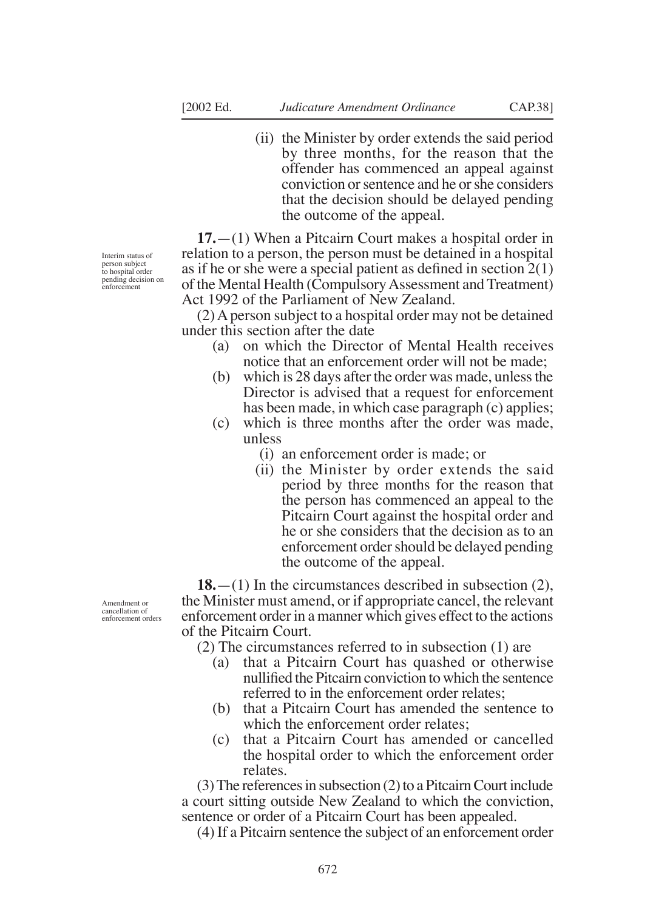(ii) the Minister by order extends the said period by three months, for the reason that the offender has commenced an appeal against conviction or sentence and he or she considers that the decision should be delayed pending the outcome of the appeal.

*Interim status of person subject to hospital order pending decision on enforcement*

**17.**—(1) When a Pitcairn Court makes a hospital order in relation to a person, the person must be detained in a hospital as if he or she were a special patient as defined in section 2(1) of the Mental Health (Compulsory Assessment and Treatment) Act 1992 of the Parliament of New Zealand.

(2) A person subject to a hospital order may not be detained under this section after the date

- (a) on which the Director of Mental Health receives notice that an enforcement order will not be made;
- (b) which is 28 days after the order was made, unless the Director is advised that a request for enforcement has been made, in which case paragraph (c) applies;
- (c) which is three months after the order was made, unless
    - (i) an enforcement order is made; or
    - (ii) the Minister by order extends the said period by three months for the reason that the person has commenced an appeal to the Pitcairn Court against the hospital order and he or she considers that the decision as to an enforcement order should be delayed pending the outcome of the appeal.

*Amendment or cancellation of enforcement orders*

**18.**—(1) In the circumstances described in subsection (2), the Minister must amend, or if appropriate cancel, the relevant enforcement order in a manner which gives effect to the actions of the Pitcairn Court.

(2) The circumstances referred to in subsection (1) are

- (a) that a Pitcairn Court has quashed or otherwise nullified the Pitcairn conviction to which the sentence referred to in the enforcement order relates;
- (b) that a Pitcairn Court has amended the sentence to which the enforcement order relates;
- (c) that a Pitcairn Court has amended or cancelled the hospital order to which the enforcement order relates.

(3) The references in subsection (2) to a Pitcairn Court include a court sitting outside New Zealand to which the conviction, sentence or order of a Pitcairn Court has been appealed.

(4) If a Pitcairn sentence the subject of an enforcement order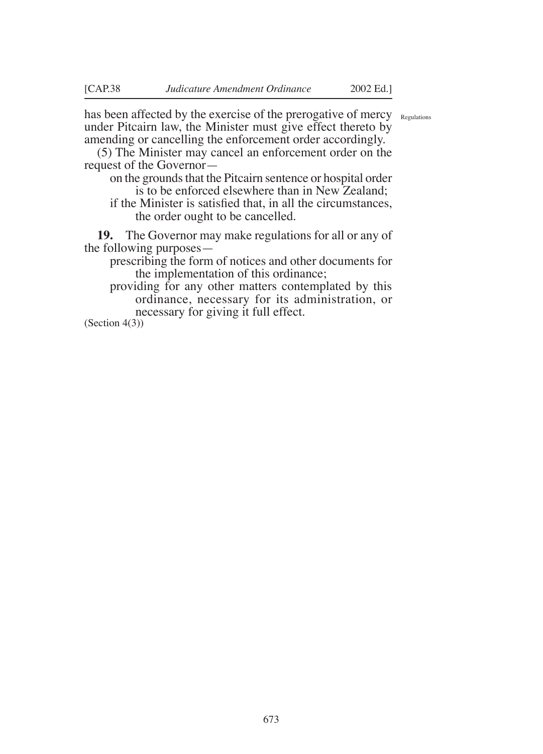has been affected by the exercise of the prerogative of mercy under Pitcairn law, the Minister must give effect thereto by amending or cancelling the enforcement order accordingly.

(5) The Minister may cancel an enforcement order on the request of the Governor—

on the grounds that the Pitcairn sentence or hospital order is to be enforced elsewhere than in New Zealand;

if the Minister is satisfied that, in all the circumstances, the order ought to be cancelled.

Regulations

**19.** The Governor may make regulations for all or any of the following purposes—

prescribing the form of notices and other documents for the implementation of this ordinance;

providing for any other matters contemplated by this ordinance, necessary for its administration, or necessary for giving it full effect.

(Section 4(3))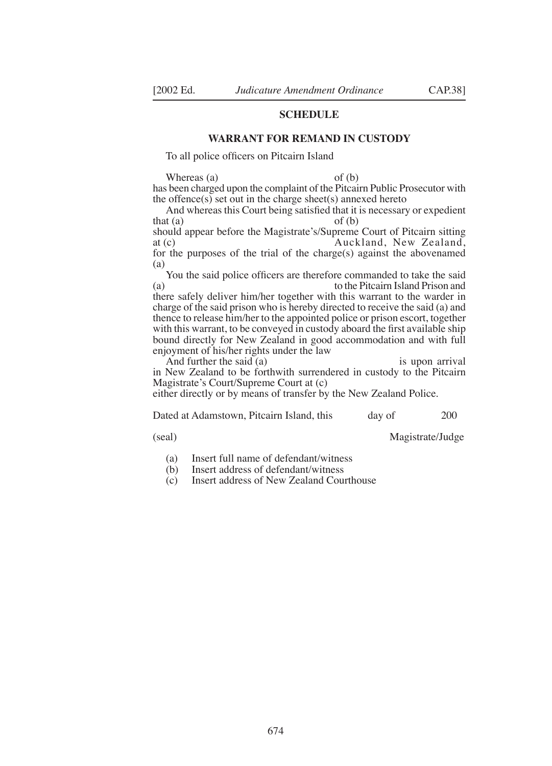## SCHEDULE

### WARRANT FOR REMAND IN CUSTODY

To all police officers on Pitcairn Island

Whereas (a) of (b)
has been charged upon the complaint of the Pitcairn Public Prosecutor with the offence(s) set out in the charge sheet(s) annexed hereto

And whereas this Court being satisfied that it is necessary or expedient that (a) of (b)
should appear before the Magistrate's/Supreme Court of Pitcairn sitting at (c) Auckland, New Zealand,
for the purposes of the trial of the charge(s) against the abovenamed (a)

You the said police officers are therefore commanded to take the said (a) to the Pitcairn Island Prison and there safely deliver him/her together with this warrant to the warder in charge of the said prison who is hereby directed to receive the said (a) and thence to release him/her to the appointed police or prison escort, together with this warrant, to be conveyed in custody aboard the first available ship bound directly for New Zealand in good accommodation and with full enjoyment of his/her rights under the law

And further the said (a) is upon arrival in New Zealand to be forthwith surrendered in custody to the Pitcairn Magistrate's Court/Supreme Court at (c)
either directly or by means of transfer by the New Zealand Police.

Dated at Adamstown, Pitcairn Island, this day of 200

(seal) Magistrate/Judge

(a) Insert full name of defendant/witness
(b) Insert address of defendant/witness
(c) Insert address of New Zealand Courthouse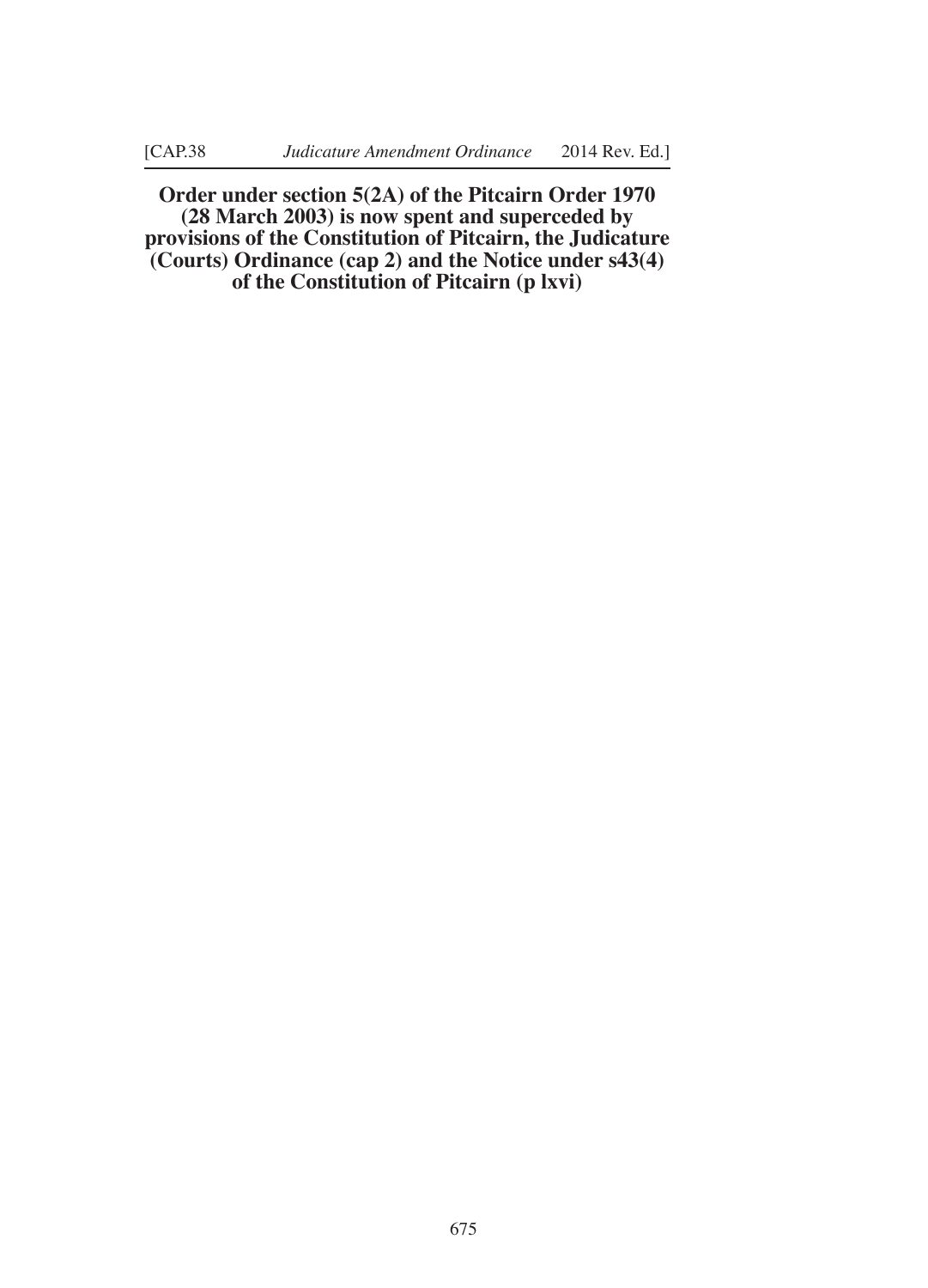**Order under section 5(2A) of the Pitcairn Order 1970 (28 March 2003) is now spent and superceded by provisions of the Constitution of Pitcairn, the Judicature (Courts) Ordinance (cap 2) and the Notice under s43(4) of the Constitution of Pitcairn (p lxvi)**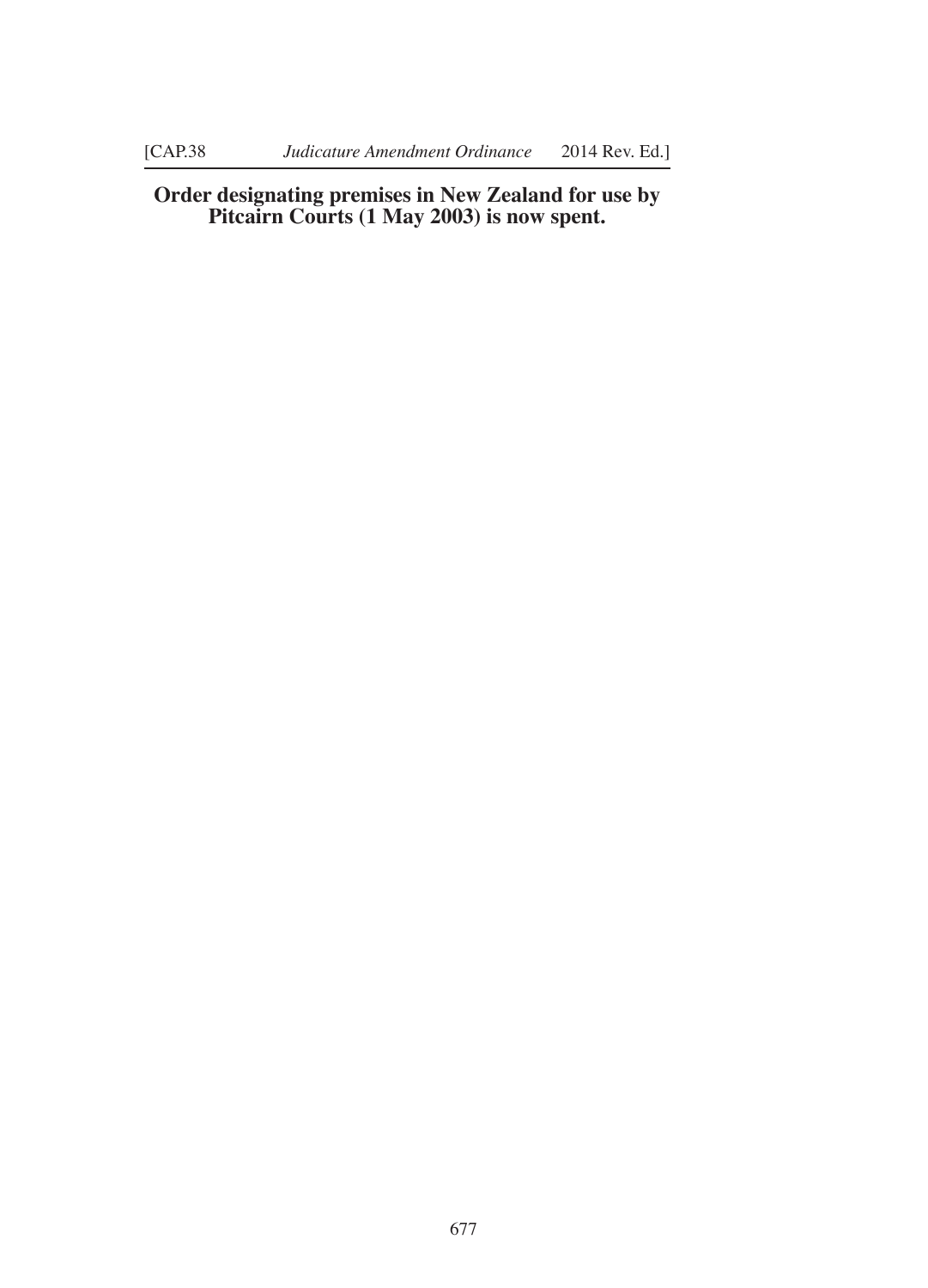**Order designating premises in New Zealand for use by Pitcairn Courts (1 May 2003) is now spent.**